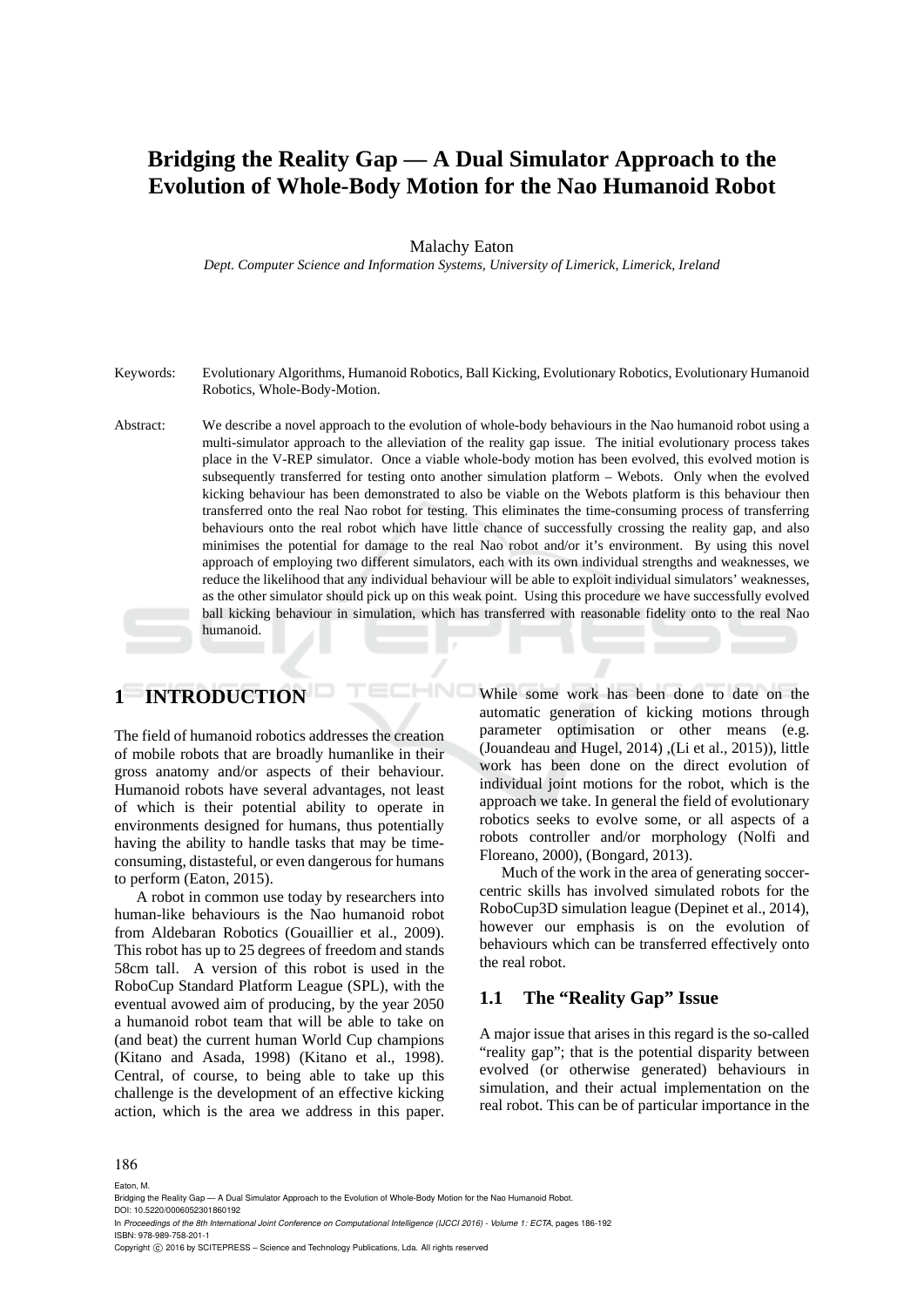# Bridging the Reality Gap — A Dual Simulator Approach to the Evolution of Whole-Body Motion for the Nao Humanoid Robot

Malachy Eaton

*Dept. Computer Science and Information Systems, University of Limerick, Limerick, Ireland*

Keywords: Evolutionary Algorithms, Humanoid Robotics, Ball Kicking, Evolutionary Robotics, Evolutionary Humanoid Robotics, Whole-Body-Motion.

Abstract: We describe a novel approach to the evolution of whole-body behaviours in the Nao humanoid robot using a multi-simulator approach to the alleviation of the reality gap issue. The initial evolutionary process takes place in the V-REP simulator. Once a viable whole-body motion has been evolved, this evolved motion is subsequently transferred for testing onto another simulation platform – Webots. Only when the evolved kicking behaviour has been demonstrated to also be viable on the Webots platform is this behaviour then transferred onto the real Nao robot for testing. This eliminates the time-consuming process of transferring behaviours onto the real robot which have little chance of successfully crossing the reality gap, and also minimises the potential for damage to the real Nao robot and/or it's environment. By using this novel approach of employing two different simulators, each with its own individual strengths and weaknesses, we reduce the likelihood that any individual behaviour will be able to exploit individual simulators' weaknesses, as the other simulator should pick up on this weak point. Using this procedure we have successfully evolved ball kicking behaviour in simulation, which has transferred with reasonable fidelity onto to the real Nao humanoid.

## 1 INTRODUCTION

The field of humanoid robotics addresses the creation of mobile robots that are broadly humanlike in their gross anatomy and/or aspects of their behaviour. Humanoid robots have several advantages, not least of which is their potential ability to operate in environments designed for humans, thus potentially having the ability to handle tasks that may be time-consuming, distasteful, or even dangerous for humans to perform (Eaton, 2015).

A robot in common use today by researchers into human-like behaviours is the Nao humanoid robot from Aldebaran Robotics (Gouaillier et al., 2009). This robot has up to 25 degrees of freedom and stands 58cm tall. A version of this robot is used in the RoboCup Standard Platform League (SPL), with the eventual avowed aim of producing, by the year 2050 a humanoid robot team that will be able to take on (and beat) the current human World Cup champions (Kitano and Asada, 1998) (Kitano et al., 1998). Central, of course, to being able to take up this challenge is the development of an effective kicking action, which is the area we address in this paper. While some work has been done to date on the automatic generation of kicking motions through parameter optimisation or other means (e.g. (Jouandeau and Hugel, 2014) ,(Li et al., 2015)), little work has been done on the direct evolution of individual joint motions for the robot, which is the approach we take. In general the field of evolutionary robotics seeks to evolve some, or all aspects of a robots controller and/or morphology (Nolfi and Floreano, 2000), (Bongard, 2013).

Much of the work in the area of generating soccer-centric skills has involved simulated robots for the RoboCup3D simulation league (Depinet et al., 2014), however our emphasis is on the evolution of behaviours which can be transferred effectively onto the real robot.

### 1.1 The "Reality Gap" Issue

A major issue that arises in this regard is the so-called "reality gap"; that is the potential disparity between evolved (or otherwise generated) behaviours in simulation, and their actual implementation on the real robot. This can be of particular importance in the

Eaton, M.
Bridging the Reality Gap — A Dual Simulator Approach to the Evolution of Whole-Body Motion for the Nao Humanoid Robot.
DOI: 10.5220/0006052301860192
In *Proceedings of the 8th International Joint Conference on Computational Intelligence (IJCCI 2016) - Volume 1: ECTA*, pages 186-192
ISBN: 978-989-758-201-1
Copyright © 2016 by SCITEPRESS – Science and Technology Publications, Lda. All rights reserved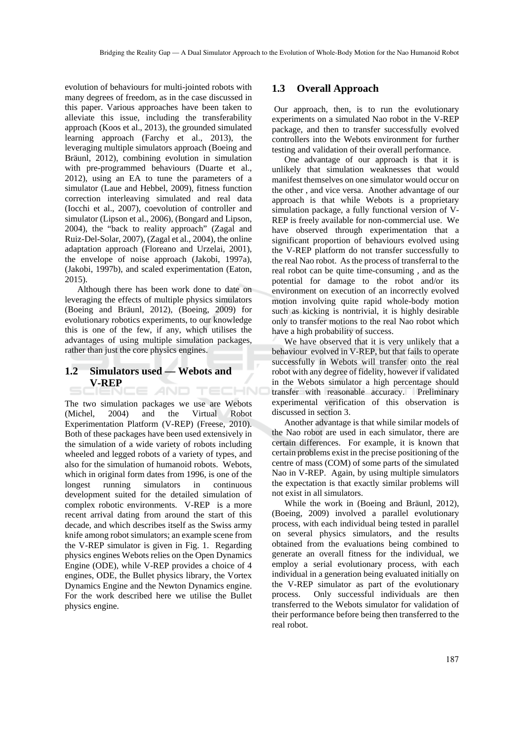evolution of behaviours for multi-jointed robots with many degrees of freedom, as in the case discussed in this paper. Various approaches have been taken to alleviate this issue, including the transferability approach (Koos et al., 2013), the grounded simulated learning approach (Farchy et al., 2013), the leveraging multiple simulators approach (Boeing and Bräunl, 2012), combining evolution in simulation with pre-programmed behaviours (Duarte et al., 2012), using an EA to tune the parameters of a simulator (Laue and Hebbel, 2009), fitness function correction interleaving simulated and real data (Iocchi et al., 2007), coevolution of controller and simulator (Lipson et al., 2006), (Bongard and Lipson, 2004), the "back to reality approach" (Zagal and Ruiz-Del-Solar, 2007), (Zagal et al., 2004), the online adaptation approach (Floreano and Urzelai, 2001), the envelope of noise approach (Jakobi, 1997a), (Jakobi, 1997b), and scaled experimentation (Eaton, 2015).

Although there has been work done to date on leveraging the effects of multiple physics simulators (Boeing and Bräunl, 2012), (Boeing, 2009) for evolutionary robotics experiments, to our knowledge this is one of the few, if any, which utilises the advantages of using multiple simulation packages, rather than just the core physics engines.

## 1.2 Simulators used — Webots and V-REP

The two simulation packages we use are Webots (Michel, 2004) and the Virtual Robot Experimentation Platform (V-REP) (Freese, 2010). Both of these packages have been used extensively in the simulation of a wide variety of robots including wheeled and legged robots of a variety of types, and also for the simulation of humanoid robots. Webots, which in original form dates from 1996, is one of the longest running simulators in continuous development suited for the detailed simulation of complex robotic environments. V-REP is a more recent arrival dating from around the start of this decade, and which describes itself as the Swiss army knife among robot simulators; an example scene from the V-REP simulator is given in Fig. 1. Regarding physics engines Webots relies on the Open Dynamics Engine (ODE), while V-REP provides a choice of 4 engines, ODE, the Bullet physics library, the Vortex Dynamics Engine and the Newton Dynamics engine. For the work described here we utilise the Bullet physics engine.

## 1.3 Overall Approach

Our approach, then, is to run the evolutionary experiments on a simulated Nao robot in the V-REP package, and then to transfer successfully evolved controllers into the Webots environment for further testing and validation of their overall performance.

One advantage of our approach is that it is unlikely that simulation weaknesses that would manifest themselves on one simulator would occur on the other , and vice versa. Another advantage of our approach is that while Webots is a proprietary simulation package, a fully functional version of V-REP is freely available for non-commercial use. We have observed through experimentation that a significant proportion of behaviours evolved using the V-REP platform do not transfer successfully to the real Nao robot. As the process of transferral to the real robot can be quite time-consuming , and as the potential for damage to the robot and/or its environment on execution of an incorrectly evolved motion involving quite rapid whole-body motion such as kicking is nontrivial, it is highly desirable only to transfer motions to the real Nao robot which have a high probability of success.

We have observed that it is very unlikely that a behaviour evolved in V-REP, but that fails to operate successfully in Webots will transfer onto the real robot with any degree of fidelity, however if validated in the Webots simulator a high percentage should transfer with reasonable accuracy. Preliminary experimental verification of this observation is discussed in section 3.

Another advantage is that while similar models of the Nao robot are used in each simulator, there are certain differences. For example, it is known that certain problems exist in the precise positioning of the centre of mass (COM) of some parts of the simulated Nao in V-REP. Again, by using multiple simulators the expectation is that exactly similar problems will not exist in all simulators.

While the work in (Boeing and Bräunl, 2012), (Boeing, 2009) involved a parallel evolutionary process, with each individual being tested in parallel on several physics simulators, and the results obtained from the evaluations being combined to generate an overall fitness for the individual, we employ a serial evolutionary process, with each individual in a generation being evaluated initially on the V-REP simulator as part of the evolutionary process. Only successful individuals are then transferred to the Webots simulator for validation of their performance before being then transferred to the real robot.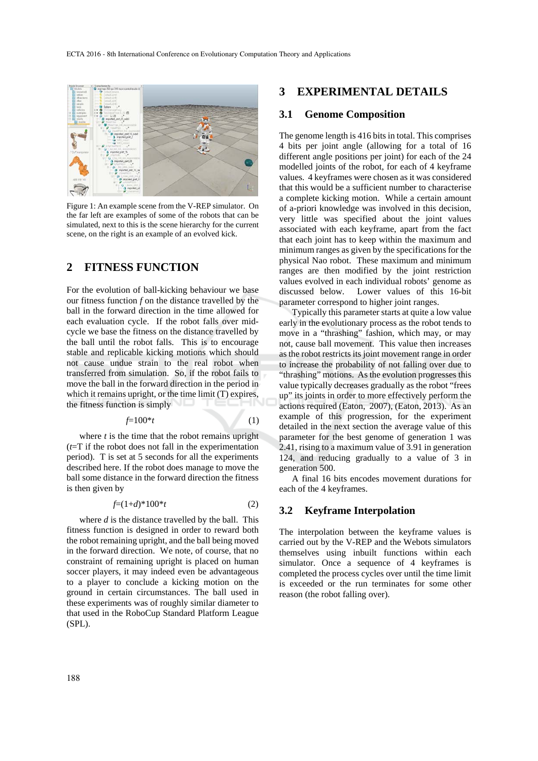Figure 1: An example scene from the V-REP simulator. On the far left are examples of some of the robots that can be simulated, next to this is the scene hierarchy for the current scene, on the right is an example of an evolved kick.

## 2 FITNESS FUNCTION

For the evolution of ball-kicking behaviour we base our fitness function *f* on the distance travelled by the ball in the forward direction in the time allowed for each evaluation cycle. If the robot falls over mid-cycle we base the fitness on the distance travelled by the ball until the robot falls. This is to encourage stable and replicable kicking motions which should not cause undue strain to the real robot when transferred from simulation. So, if the robot fails to move the ball in the forward direction in the period in which it remains upright, or the time limit (T) expires, the fitness function is simply

$$f = 100 * t \tag{1}$$

where *t* is the time that the robot remains upright ($t$=T if the robot does not fall in the experimentation period). T is set at 5 seconds for all the experiments described here. If the robot does manage to move the ball some distance in the forward direction the fitness is then given by

$$f = (1 + d) * 100 * t \tag{2}$$

where *d* is the distance travelled by the ball. This fitness function is designed in order to reward both the robot remaining upright, and the ball being moved in the forward direction. We note, of course, that no constraint of remaining upright is placed on human soccer players, it may indeed even be advantageous to a player to conclude a kicking motion on the ground in certain circumstances. The ball used in these experiments was of roughly similar diameter to that used in the RoboCup Standard Platform League (SPL).

## 3 EXPERIMENTAL DETAILS

### 3.1 Genome Composition

The genome length is 416 bits in total. This comprises 4 bits per joint angle (allowing for a total of 16 different angle positions per joint) for each of the 24 modelled joints of the robot, for each of 4 keyframe values. 4 keyframes were chosen as it was considered that this would be a sufficient number to characterise a complete kicking motion. While a certain amount of a-priori knowledge was involved in this decision, very little was specified about the joint values associated with each keyframe, apart from the fact that each joint has to keep within the maximum and minimum ranges as given by the specifications for the physical Nao robot. These maximum and minimum ranges are then modified by the joint restriction values evolved in each individual robots' genome as discussed below. Lower values of this 16-bit parameter correspond to higher joint ranges.

Typically this parameter starts at quite a low value early in the evolutionary process as the robot tends to move in a "thrashing" fashion, which may, or may not, cause ball movement. This value then increases as the robot restricts its joint movement range in order to increase the probability of not falling over due to "thrashing" motions. As the evolution progresses this value typically decreases gradually as the robot "frees up" its joints in order to more effectively perform the actions required (Eaton, 2007), (Eaton, 2013). As an example of this progression, for the experiment detailed in the next section the average value of this parameter for the best genome of generation 1 was 2.41, rising to a maximum value of 3.91 in generation 124, and reducing gradually to a value of 3 in generation 500.

A final 16 bits encodes movement durations for each of the 4 keyframes.

### 3.2 Keyframe Interpolation

The interpolation between the keyframe values is carried out by the V-REP and the Webots simulators themselves using inbuilt functions within each simulator. Once a sequence of 4 keyframes is completed the process cycles over until the time limit is exceeded or the run terminates for some other reason (the robot falling over).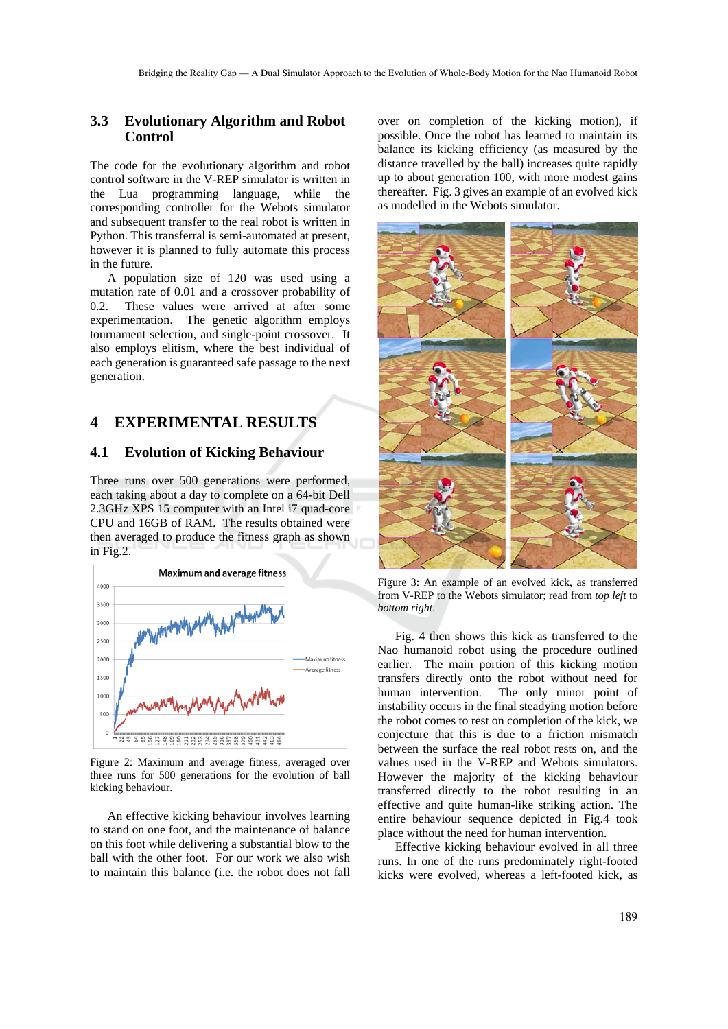### 3.3 Evolutionary Algorithm and Robot Control

The code for the evolutionary algorithm and robot control software in the V-REP simulator is written in the Lua programming language, while the corresponding controller for the Webots simulator and subsequent transfer to the real robot is written in Python. This transferral is semi-automated at present, however it is planned to fully automate this process in the future.

A population size of 120 was used using a mutation rate of 0.01 and a crossover probability of 0.2. These values were arrived at after some experimentation. The genetic algorithm employs tournament selection, and single-point crossover. It also employs elitism, where the best individual of each generation is guaranteed safe passage to the next generation.

## 4 EXPERIMENTAL RESULTS

### 4.1 Evolution of Kicking Behaviour

Three runs over 500 generations were performed, each taking about a day to complete on a 64-bit Dell 2.3GHz XPS 15 computer with an Intel i7 quad-core CPU and 16GB of RAM. The results obtained were then averaged to produce the fitness graph as shown in Fig.2.

Figure 2: Maximum and average fitness, averaged over three runs for 500 generations for the evolution of ball kicking behaviour.

An effective kicking behaviour involves learning to stand on one foot, and the maintenance of balance on this foot while delivering a substantial blow to the ball with the other foot. For our work we also wish to maintain this balance (i.e. the robot does not fall over on completion of the kicking motion), if possible. Once the robot has learned to maintain its balance its kicking efficiency (as measured by the distance travelled by the ball) increases quite rapidly up to about generation 100, with more modest gains thereafter. Fig. 3 gives an example of an evolved kick as modelled in the Webots simulator.

Figure 3: An example of an evolved kick, as transferred from V-REP to the Webots simulator; read from *top left* to *bottom right*.

Fig. 4 then shows this kick as transferred to the Nao humanoid robot using the procedure outlined earlier. The main portion of this kicking motion transfers directly onto the robot without need for human intervention. The only minor point of instability occurs in the final steadying motion before the robot comes to rest on completion of the kick, we conjecture that this is due to a friction mismatch between the surface the real robot rests on, and the values used in the V-REP and Webots simulators. However the majority of the kicking behaviour transferred directly to the robot resulting in an effective and quite human-like striking action. The entire behaviour sequence depicted in Fig.4 took place without the need for human intervention.

Effective kicking behaviour evolved in all three runs. In one of the runs predominately right-footed kicks were evolved, whereas a left-footed kick, as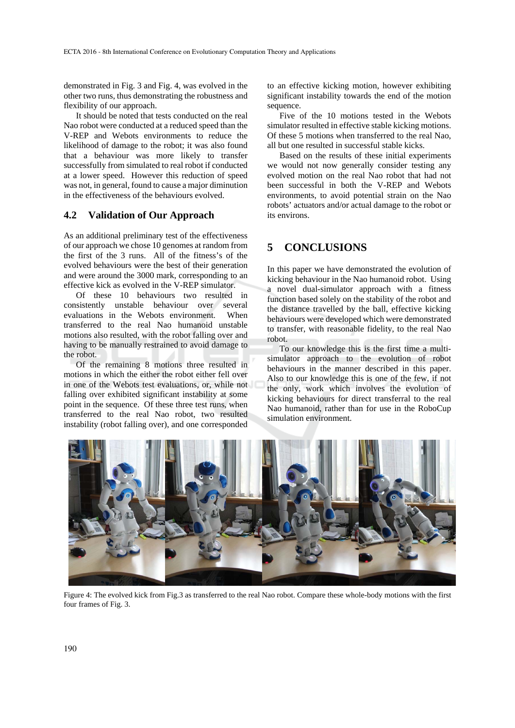demonstrated in Fig. 3 and Fig. 4, was evolved in the other two runs, thus demonstrating the robustness and flexibility of our approach.

It should be noted that tests conducted on the real Nao robot were conducted at a reduced speed than the V-REP and Webots environments to reduce the likelihood of damage to the robot; it was also found that a behaviour was more likely to transfer successfully from simulated to real robot if conducted at a lower speed. However this reduction of speed was not, in general, found to cause a major diminution in the effectiveness of the behaviours evolved.

### 4.2 Validation of Our Approach

As an additional preliminary test of the effectiveness of our approach we chose 10 genomes at random from the first of the 3 runs. All of the fitness's of the evolved behaviours were the best of their generation and were around the 3000 mark, corresponding to an effective kick as evolved in the V-REP simulator.

Of these 10 behaviours two resulted in consistently unstable behaviour over several evaluations in the Webots environment. When transferred to the real Nao humanoid unstable motions also resulted, with the robot falling over and having to be manually restrained to avoid damage to the robot.

Of the remaining 8 motions three resulted in motions in which the either the robot either fell over in one of the Webots test evaluations, or, while not falling over exhibited significant instability at some point in the sequence. Of these three test runs, when transferred to the real Nao robot, two resulted instability (robot falling over), and one corresponded to an effective kicking motion, however exhibiting significant instability towards the end of the motion sequence.

Five of the 10 motions tested in the Webots simulator resulted in effective stable kicking motions. Of these 5 motions when transferred to the real Nao, all but one resulted in successful stable kicks.

Based on the results of these initial experiments we would not now generally consider testing any evolved motion on the real Nao robot that had not been successful in both the V-REP and Webots environments, to avoid potential strain on the Nao robots' actuators and/or actual damage to the robot or its environs.

## 5 CONCLUSIONS

In this paper we have demonstrated the evolution of kicking behaviour in the Nao humanoid robot. Using a novel dual-simulator approach with a fitness function based solely on the stability of the robot and the distance travelled by the ball, effective kicking behaviours were developed which were demonstrated to transfer, with reasonable fidelity, to the real Nao robot.

To our knowledge this is the first time a multi-simulator approach to the evolution of robot behaviours in the manner described in this paper. Also to our knowledge this is one of the few, if not the only, work which involves the evolution of kicking behaviours for direct transferral to the real Nao humanoid, rather than for use in the RoboCup simulation environment.

Figure 4: The evolved kick from Fig.3 as transferred to the real Nao robot. Compare these whole-body motions with the first four frames of Fig. 3.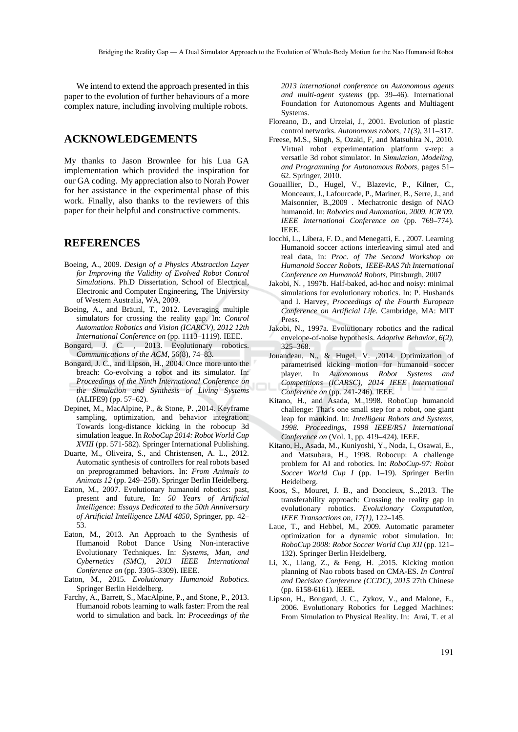We intend to extend the approach presented in this paper to the evolution of further behaviours of a more complex nature, including involving multiple robots.

## ACKNOWLEDGEMENTS

My thanks to Jason Brownlee for his Lua GA implementation which provided the inspiration for our GA coding. My appreciation also to Norah Power for her assistance in the experimental phase of this work. Finally, also thanks to the reviewers of this paper for their helpful and constructive comments.

## REFERENCES

Boeing, A., 2009. *Design of a Physics Abstraction Layer for Improving the Validity of Evolved Robot Control Simulations.* Ph.D Dissertation, School of Electrical, Electronic and Computer Engineering, The University of Western Australia, WA, 2009.

Boeing, A., and Bräunl, T., 2012. Leveraging multiple simulators for crossing the reality gap. In: *Control Automation Robotics and Vision (ICARCV), 2012 12th International Conference on* (pp. 1113–1119). IEEE.

Bongard, J. C. , 2013. Evolutionary robotics. *Communications of the ACM*, 56(8), 74–83.

Bongard, J. C., and Lipson, H., 2004. Once more unto the breach: Co-evolving a robot and its simulator. In: *Proceedings of the Ninth International Conference on the Simulation and Synthesis of Living Systems* (ALIFE9) (pp. 57–62).

Depinet, M., MacAlpine, P., & Stone, P. ,2014. Keyframe sampling, optimization, and behavior integration: Towards long-distance kicking in the robocup 3d simulation league. In *RoboCup 2014: Robot World Cup XVIII* (pp. 571-582). Springer International Publishing.

Duarte, M., Oliveira, S., and Christensen, A. L., 2012. Automatic synthesis of controllers for real robots based on preprogrammed behaviors. In: *From Animals to Animats 12* (pp. 249–258). Springer Berlin Heidelberg.

Eaton, M., 2007. Evolutionary humanoid robotics: past, present and future, In: *50 Years of Artificial Intelligence: Essays Dedicated to the 50th Anniversary of Artificial Intelligence LNAI 4850*, Springer, pp. 42–53.

Eaton, M., 2013. An Approach to the Synthesis of Humanoid Robot Dance Using Non-interactive Evolutionary Techniques. In: *Systems, Man, and Cybernetics (SMC), 2013 IEEE International Conference on* (pp. 3305–3309). IEEE.

Eaton, M., 2015. *Evolutionary Humanoid Robotics*. Springer Berlin Heidelberg.

Farchy, A., Barrett, S., MacAlpine, P., and Stone, P., 2013. Humanoid robots learning to walk faster: From the real world to simulation and back. In: *Proceedings of the 2013 international conference on Autonomous agents and multi-agent systems* (pp. 39–46). International Foundation for Autonomous Agents and Multiagent Systems.

Floreano, D., and Urzelai, J., 2001. Evolution of plastic control networks. *Autonomous robots, 11(3),* 311–317.

Freese, M.S., Singh, S, Ozaki, F, and Matsuhira N., 2010. Virtual robot experimentation platform v-rep: a versatile 3d robot simulator. In *Simulation, Modeling, and Programming for Autonomous Robots,* pages 51–62. Springer, 2010.

Gouaillier, D., Hugel, V., Blazevic, P., Kilner, C., Monceaux, J., Lafourcade, P., Mariner, B., Serre, J., and Maisonnier, B.,2009 . Mechatronic design of NAO humanoid. In: *Robotics and Automation, 2009. ICR'09. IEEE International Conference on* (pp. 769–774). IEEE.

Iocchi, L., Libera, F. D., and Menegatti, E. , 2007. Learning Humanoid soccer actions interleaving simul ated and real data, in: *Proc. of The Second Workshop on Humanoid Soccer Robots, IEEE-RAS 7th International Conference on Humanoid Robots*, Pittsburgh, 2007

Jakobi, N. , 1997b. Half-baked, ad-hoc and noisy: minimal simulations for evolutionary robotics. In: P. Husbands and I. Harvey, *Proceedings of the Fourth European Conference on Artificial Life*. Cambridge, MA: MIT Press.

Jakobi, N., 1997a. Evolutionary robotics and the radical envelope-of-noise hypothesis. *Adaptive Behavior, 6(2)*, 325–368.

Jouandeau, N., & Hugel, V. ,2014. Optimization of parametrised kicking motion for humanoid soccer player. In *Autonomous Robot Systems and Competitions (ICARSC), 2014 IEEE International Conference on* (pp. 241-246). IEEE.

Kitano, H., and Asada, M.,1998. RoboCup humanoid challenge: That's one small step for a robot, one giant leap for mankind. In: *Intelligent Robots and Systems, 1998. Proceedings, 1998 IEEE/RSJ International Conference on* (Vol. 1, pp. 419–424). IEEE.

Kitano, H., Asada, M., Kuniyoshi, Y., Noda, I., Osawai, E., and Matsubara, H., 1998. Robocup: A challenge problem for AI and robotics. In: *RoboCup-97: Robot Soccer World Cup I* (pp. 1–19). Springer Berlin Heidelberg.

Koos, S., Mouret, J. B., and Doncieux, S..,2013. The transferability approach: Crossing the reality gap in evolutionary robotics. *Evolutionary Computation, IEEE Transactions on, 17(1),* 122–145.

Laue, T., and Hebbel, M., 2009. Automatic parameter optimization for a dynamic robot simulation. In: *RoboCup 2008: Robot Soccer World Cup XII* (pp. 121–132). Springer Berlin Heidelberg.

Li, X., Liang, Z., & Feng, H. ,2015. Kicking motion planning of Nao robots based on CMA-ES. *In Control and Decision Conference (CCDC), 2015* 27th Chinese (pp. 6158-6161). IEEE.

Lipson, H., Bongard, J. C., Zykov, V., and Malone, E., 2006. Evolutionary Robotics for Legged Machines: From Simulation to Physical Reality. In: Arai, T. et al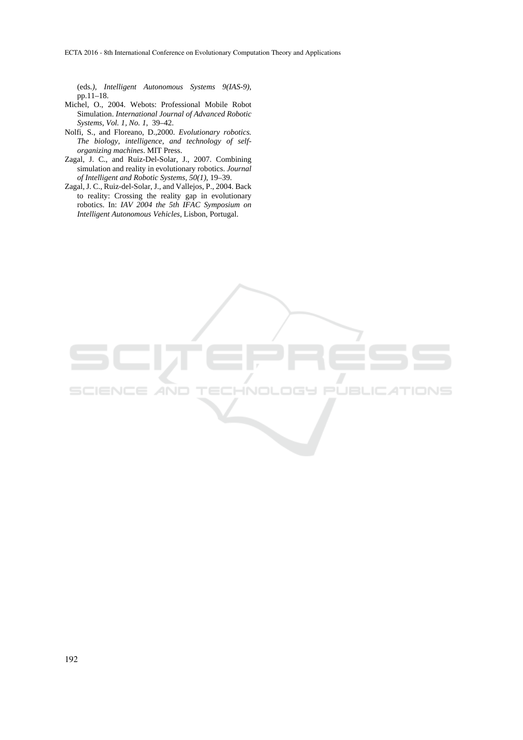(eds.), *Intelligent Autonomous Systems 9(IAS-9)*, pp.11–18.

Michel, O., 2004. Webots: Professional Mobile Robot Simulation. *International Journal of Advanced Robotic Systems, Vol. 1, No. 1*, 39–42.

Nolfi, S., and Floreano, D.,2000. *Evolutionary robotics. The biology, intelligence, and technology of self-organizing machines*. MIT Press.

Zagal, J. C., and Ruiz-Del-Solar, J., 2007. Combining simulation and reality in evolutionary robotics. *Journal of Intelligent and Robotic Systems, 50(1)*, 19–39.

Zagal, J. C., Ruiz-del-Solar, J., and Vallejos, P., 2004. Back to reality: Crossing the reality gap in evolutionary robotics. In: *IAV 2004 the 5th IFAC Symposium on Intelligent Autonomous Vehicles*, Lisbon, Portugal.